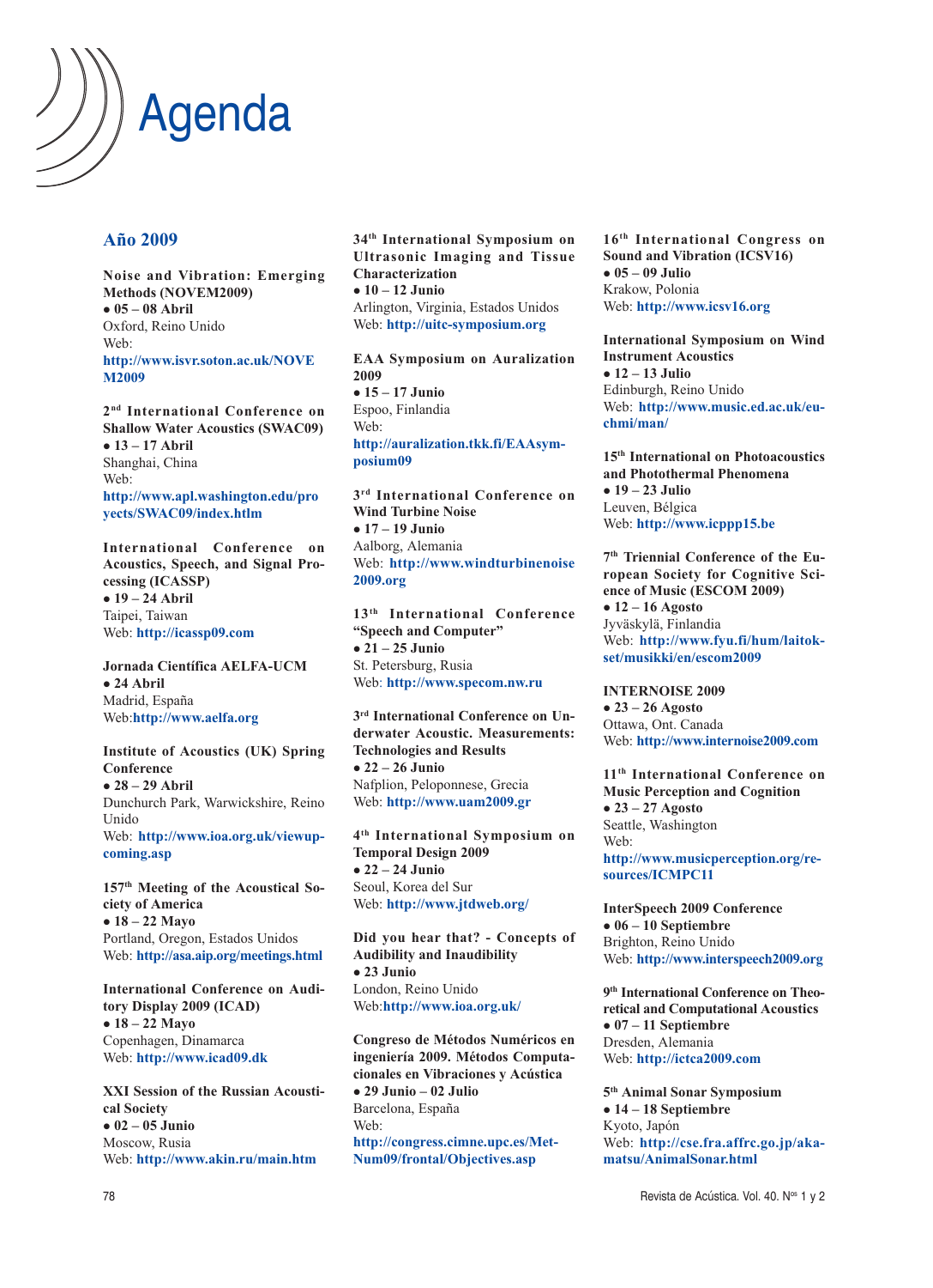# Agenda

## Año 2009

**Noise and Vibration: Emerging Methods (NOVEM2009)**
**• 05 – 08 Abril**
Oxford, Reino Unido
Web: **http://www.isvr.soton.ac.uk/NOVEM2009**

**2nd International Conference on Shallow Water Acoustics (SWAC09)**
**• 13 – 17 Abril**
Shanghai, China
Web: **http://www.apl.washington.edu/proyects/SWAC09/index.htm**

**International Conference on Acoustics, Speech, and Signal Processing (ICASSP)**
**• 19 – 24 Abril**
Taipei, Taiwan
Web: **http://icassp09.com**

**Jornada Científica AELFA-UCM**
**• 24 Abril**
Madrid, España
Web:**http://www.aelfa.org**

**Institute of Acoustics (UK) Spring Conference**
**• 28 – 29 Abril**
Dunchurch Park, Warwickshire, Reino Unido
Web: **http://www.ioa.org.uk/viewupcoming.asp**

**157th Meeting of the Acoustical Society of America**
**• 18 – 22 Mayo**
Portland, Oregon, Estados Unidos
Web: **http://asa.aip.org/meetings.html**

**International Conference on Auditory Display 2009 (ICAD)**
**• 18 – 22 Mayo**
Copenhagen, Dinamarca
Web: **http://www.icad09.dk**

**XXI Session of the Russian Acoustical Society**
**• 02 – 05 Junio**
Moscow, Rusia
Web: **http://www.akin.ru/main.htm**

**34th International Symposium on Ultrasonic Imaging and Tissue Characterization**
**• 10 – 12 Junio**
Arlington, Virginia, Estados Unidos
Web: **http://uitc-symposium.org**

**EAA Symposium on Auralization 2009**
**• 15 – 17 Junio**
Espoo, Finlandia
Web: **http://auralization.tkk.fi/EAAsymposium09**

**3rd International Conference on Wind Turbine Noise**
**• 17 – 19 Junio**
Aalborg, Alemania
Web: **http://www.windturbinenoise2009.org**

**13th International Conference "Speech and Computer"**
**• 21 – 25 Junio**
St. Petersburg, Rusia
Web: **http://www.specom.nw.ru**

**3rd International Conference on Underwater Acoustic. Measurements: Technologies and Results**
**• 22 – 26 Junio**
Nafplion, Peloponnese, Grecia
Web: **http://www.uam2009.gr**

**4th International Symposium on Temporal Design 2009**
**• 22 – 24 Junio**
Seoul, Korea del Sur
Web: **http://www.jtdweb.org/**

**Did you hear that? - Concepts of Audibility and Inaudibility**
**• 23 Junio**
London, Reino Unido
Web:**http://www.ioa.org.uk/**

**Congreso de Métodos Numéricos en ingeniería 2009. Métodos Computacionales en Vibraciones y Acústica**
**• 29 Junio – 02 Julio**
Barcelona, España
Web: **http://congress.cimne.upc.es/MetNum09/frontal/Objectives.asp**

**16th International Congress on Sound and Vibration (ICSV16)**
**• 05 – 09 Julio**
Krakow, Polonia
Web: **http://www.icsv16.org**

**International Symposium on Wind Instrument Acoustics**
**• 12 – 13 Julio**
Edinburgh, Reino Unido
Web: **http://www.music.ed.ac.uk/euchmi/man/**

**15th International on Photoacoustics and Photothermal Phenomena**
**• 19 – 23 Julio**
Leuven, Bélgica
Web: **http://www.icppp15.be**

**7th Triennial Conference of the European Society for Cognitive Science of Music (ESCOM 2009)**
**• 12 – 16 Agosto**
Jyväskylä, Finlandia
Web: **http://www.fyu.fi/hum/laitokset/musikki/en/escom2009**

**INTERNOISE 2009**
**• 23 – 26 Agosto**
Ottawa, Ont. Canada
Web: **http://www.internoise2009.com**

**11th International Conference on Music Perception and Cognition**
**• 23 – 27 Agosto**
Seattle, Washington
Web: **http://www.musicperception.org/resources/ICMPC11**

**InterSpeech 2009 Conference**
**• 06 – 10 Septiembre**
Brighton, Reino Unido
Web: **http://www.interspeech2009.org**

**9th International Conference on Theoretical and Computational Acoustics**
**• 07 – 11 Septiembre**
Dresden, Alemania
Web: **http://ictca2009.com**

**5th Animal Sonar Symposium**
**• 14 – 18 Septiembre**
Kyoto, Japón
Web: **http://cse.fra.affrc.go.jp/akamatsu/AnimalSonar.html**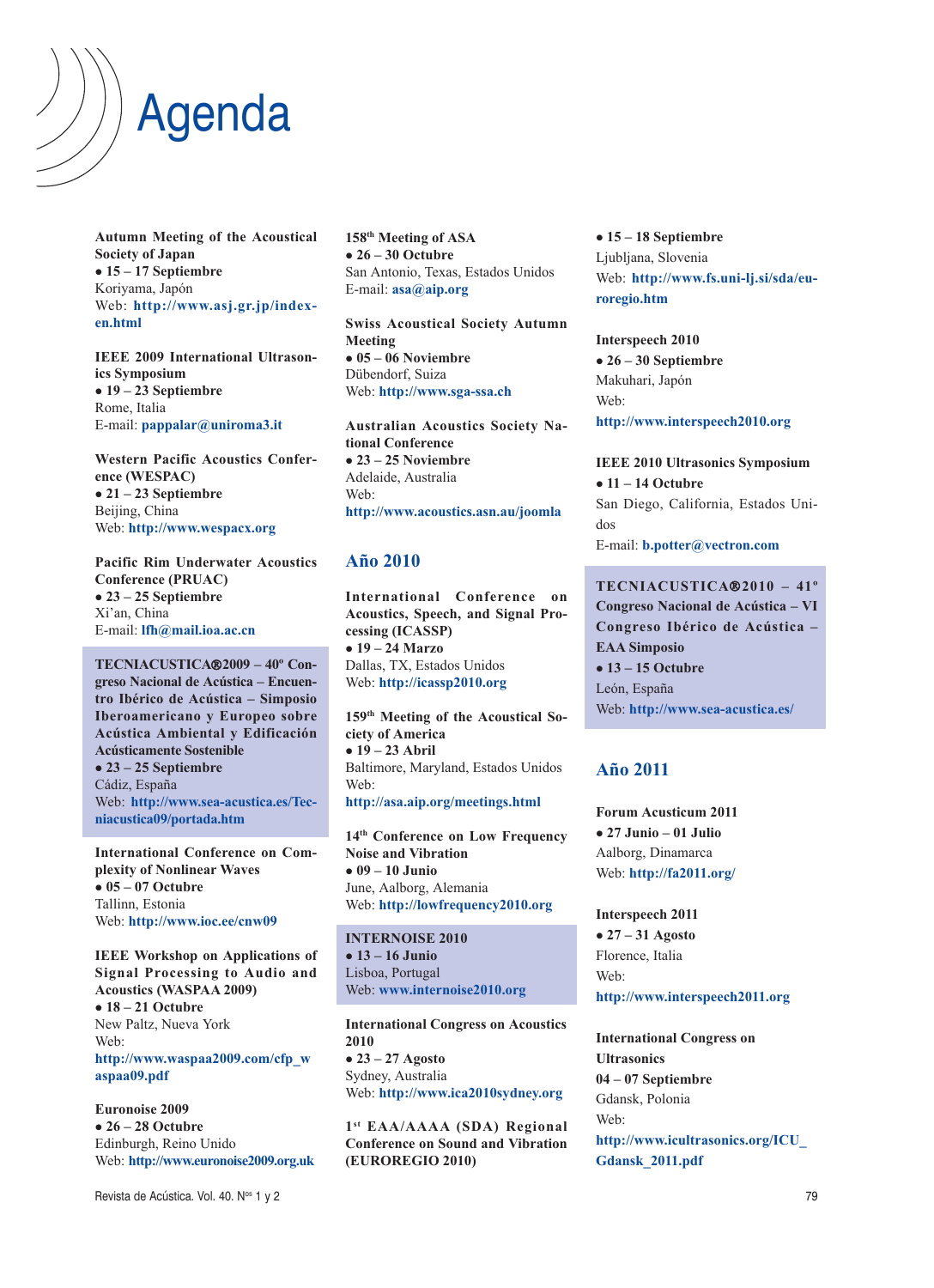# Agenda

**Autumn Meeting of the Acoustical Society of Japan**
**• 15 – 17 Septiembre**
Koriyama, Japón
Web: **http://www.asj.gr.jp/index-en.html**

**IEEE 2009 International Ultrasonics Symposium**
**• 19 – 23 Septiembre**
Rome, Italia
E-mail: **pappalar@uniroma3.it**

**Western Pacific Acoustics Conference (WESPAC)**
**• 21 – 23 Septiembre**
Beijing, China
Web: **http://www.wespacx.org**

**Pacific Rim Underwater Acoustics Conference (PRUAC)**
**• 23 – 25 Septiembre**
Xi'an, China
E-mail: **lfh@mail.ioa.ac.cn**

**TECNIACUSTICA®2009 – 40º Congreso Nacional de Acústica – Encuentro Ibérico de Acústica – Simposio Iberoamericano y Europeo sobre Acústica Ambiental y Edificación Acústicamente Sostenible**
**• 23 – 25 Septiembre**
Cádiz, España
Web: **http://www.sea-acustica.es/Tecniacustica09/portada.htm**

**International Conference on Complexity of Nonlinear Waves**
**• 05 – 07 Octubre**
Tallinn, Estonia
Web: **http://www.ioc.ee/cnw09**

**IEEE Workshop on Applications of Signal Processing to Audio and Acoustics (WASPAA 2009)**
**• 18 – 21 Octubre**
New Paltz, Nueva York
Web:
**http://www.waspaa2009.com/cfp_waspaa09.pdf**

**Euronoise 2009**
**• 26 – 28 Octubre**
Edinburgh, Reino Unido
Web: **http://www.euronoise2009.org.uk**

**158th Meeting of ASA**
**• 26 – 30 Octubre**
San Antonio, Texas, Estados Unidos
E-mail: **asa@aip.org**

**Swiss Acoustical Society Autumn Meeting**
**• 05 – 06 Noviembre**
Dübendorf, Suiza
Web: **http://www.sga-ssa.ch**

**Australian Acoustics Society National Conference**
**• 23 – 25 Noviembre**
Adelaide, Australia
Web:
**http://www.acoustics.asn.au/joomla**

## Año 2010

**International Conference on Acoustics, Speech, and Signal Processing (ICASSP)**
**• 19 – 24 Marzo**
Dallas, TX, Estados Unidos
Web: **http://icassp2010.org**

**159th Meeting of the Acoustical Society of America**
**• 19 – 23 Abril**
Baltimore, Maryland, Estados Unidos
Web:
**http://asa.aip.org/meetings.html**

**14th Conference on Low Frequency Noise and Vibration**
**• 09 – 10 Junio**
June, Aalborg, Alemania
Web: **http://lowfrequency2010.org**

**INTERNOISE 2010**
**• 13 – 16 Junio**
Lisboa, Portugal
Web: **www.internoise2010.org**

**International Congress on Acoustics 2010**
**• 23 – 27 Agosto**
Sydney, Australia
Web: **http://www.ica2010sydney.org**

**1st EAA/AAAA (SDA) Regional Conference on Sound and Vibration (EUROREGIO 2010)**
**• 15 – 18 Septiembre**
Ljubljana, Slovenia
Web: **http://www.fs.uni-lj.si/sda/euroregio.htm**

**Interspeech 2010**
**• 26 – 30 Septiembre**
Makuhari, Japón
Web:
**http://www.interspeech2010.org**

**IEEE 2010 Ultrasonics Symposium**
**• 11 – 14 Octubre**
San Diego, California, Estados Unidos
E-mail: **b.potter@vectron.com**

**TECNIACUSTICA®2010 – 41º Congreso Nacional de Acústica – VI Congreso Ibérico de Acústica – EAA Simposio**
**• 13 – 15 Octubre**
León, España
Web: **http://www.sea-acustica.es/**

## Año 2011

**Forum Acusticum 2011**
**• 27 Junio – 01 Julio**
Aalborg, Dinamarca
Web: **http://fa2011.org/**

**Interspeech 2011**
**• 27 – 31 Agosto**
Florence, Italia
Web:
**http://www.interspeech2011.org**

**International Congress on Ultrasonics**
**04 – 07 Septiembre**
Gdansk, Polonia
Web:
**http://www.icultrasonics.org/ICU_Gdansk_2011.pdf**